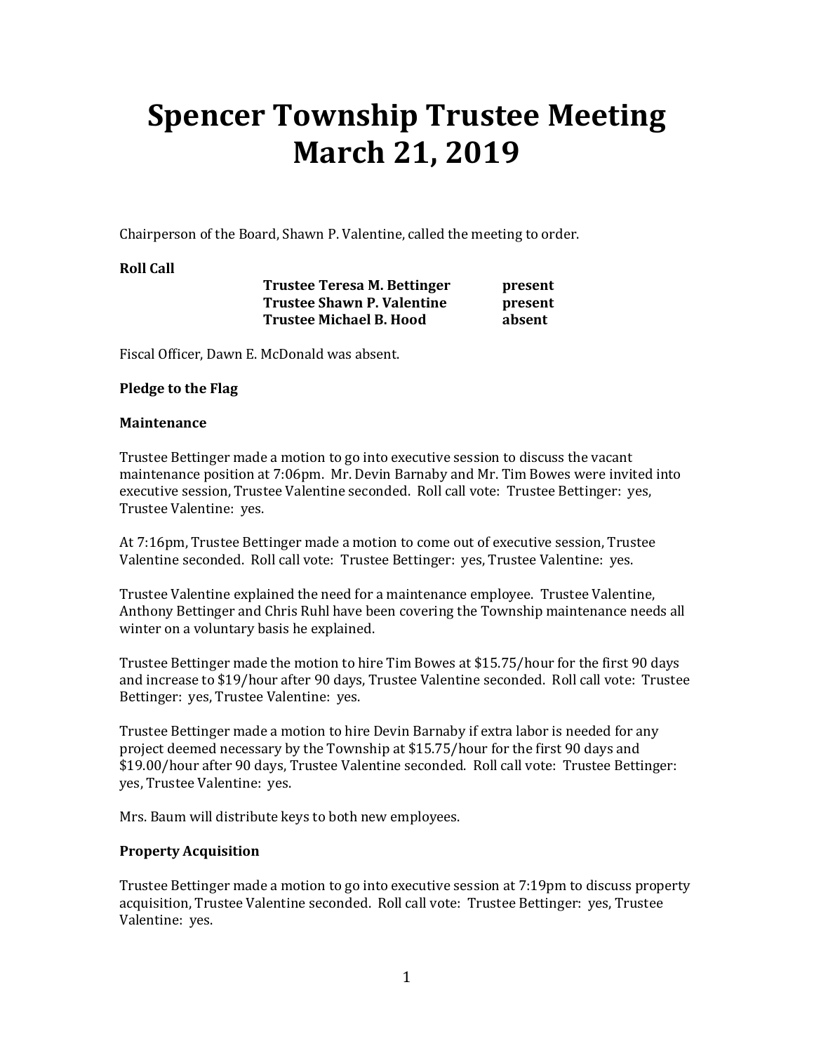# Spencer Township Trustee Meeting March 21, 2019

Chairperson of the Board, Shawn P. Valentine, called the meeting to order.

**Roll Call**

| | |
|---|---|
| **Trustee Teresa M. Bettinger** | **present** |
| **Trustee Shawn P. Valentine** | **present** |
| **Trustee Michael B. Hood** | **absent** |

Fiscal Officer, Dawn E. McDonald was absent.

**Pledge to the Flag**

**Maintenance**

Trustee Bettinger made a motion to go into executive session to discuss the vacant maintenance position at 7:06pm. Mr. Devin Barnaby and Mr. Tim Bowes were invited into executive session, Trustee Valentine seconded. Roll call vote: Trustee Bettinger: yes, Trustee Valentine: yes.

At 7:16pm, Trustee Bettinger made a motion to come out of executive session, Trustee Valentine seconded. Roll call vote: Trustee Bettinger: yes, Trustee Valentine: yes.

Trustee Valentine explained the need for a maintenance employee. Trustee Valentine, Anthony Bettinger and Chris Ruhl have been covering the Township maintenance needs all winter on a voluntary basis he explained.

Trustee Bettinger made the motion to hire Tim Bowes at $15.75/hour for the first 90 days and increase to $19/hour after 90 days, Trustee Valentine seconded. Roll call vote: Trustee Bettinger: yes, Trustee Valentine: yes.

Trustee Bettinger made a motion to hire Devin Barnaby if extra labor is needed for any project deemed necessary by the Township at $15.75/hour for the first 90 days and $19.00/hour after 90 days, Trustee Valentine seconded. Roll call vote: Trustee Bettinger: yes, Trustee Valentine: yes.

Mrs. Baum will distribute keys to both new employees.

**Property Acquisition**

Trustee Bettinger made a motion to go into executive session at 7:19pm to discuss property acquisition, Trustee Valentine seconded. Roll call vote: Trustee Bettinger: yes, Trustee Valentine: yes.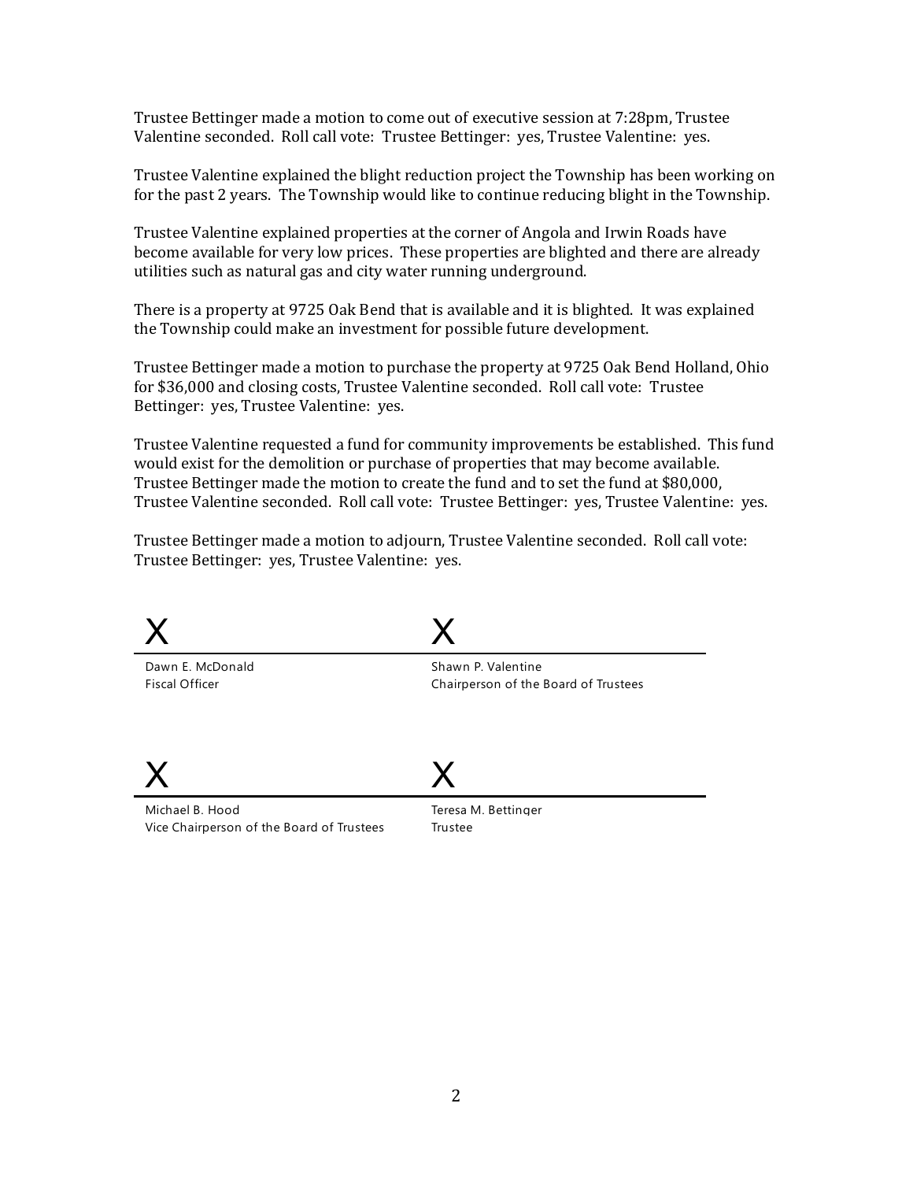Trustee Bettinger made a motion to come out of executive session at 7:28pm, Trustee Valentine seconded. Roll call vote: Trustee Bettinger: yes, Trustee Valentine: yes.

Trustee Valentine explained the blight reduction project the Township has been working on for the past 2 years. The Township would like to continue reducing blight in the Township.

Trustee Valentine explained properties at the corner of Angola and Irwin Roads have become available for very low prices. These properties are blighted and there are already utilities such as natural gas and city water running underground.

There is a property at 9725 Oak Bend that is available and it is blighted. It was explained the Township could make an investment for possible future development.

Trustee Bettinger made a motion to purchase the property at 9725 Oak Bend Holland, Ohio for $36,000 and closing costs, Trustee Valentine seconded. Roll call vote: Trustee Bettinger: yes, Trustee Valentine: yes.

Trustee Valentine requested a fund for community improvements be established. This fund would exist for the demolition or purchase of properties that may become available. Trustee Bettinger made the motion to create the fund and to set the fund at $80,000, Trustee Valentine seconded. Roll call vote: Trustee Bettinger: yes, Trustee Valentine: yes.

Trustee Bettinger made a motion to adjourn, Trustee Valentine seconded. Roll call vote: Trustee Bettinger: yes, Trustee Valentine: yes.

X
Dawn E. McDonald
Fiscal Officer

X
Shawn P. Valentine
Chairperson of the Board of Trustees

X
Michael B. Hood
Vice Chairperson of the Board of Trustees

X
Teresa M. Bettinger
Trustee